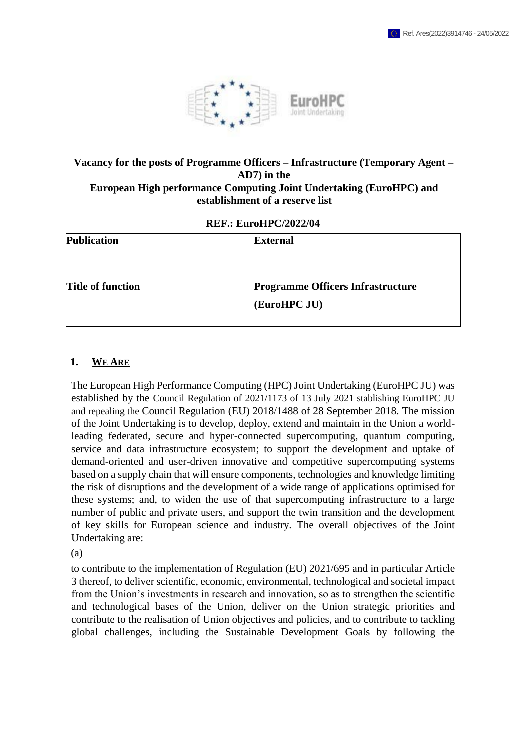Ref. Ares(2022)3914746 - 24/05/2022

**Vacancy for the posts of Programme Officers – Infrastructure (Temporary Agent – AD7) in the European High performance Computing Joint Undertaking (EuroHPC) and establishment of a reserve list**

**REF.: EuroHPC/2022/04**

| **Publication** | **External** |
|---|---|
| **Title of function** | **Programme Officers Infrastructure (EuroHPC JU)** |

## 1. WE ARE

The European High Performance Computing (HPC) Joint Undertaking (EuroHPC JU) was established by the Council Regulation of 2021/1173 of 13 July 2021 stablishing EuroHPC JU and repealing the Council Regulation (EU) 2018/1488 of 28 September 2018. The mission of the Joint Undertaking is to develop, deploy, extend and maintain in the Union a world-leading federated, secure and hyper-connected supercomputing, quantum computing, service and data infrastructure ecosystem; to support the development and uptake of demand-oriented and user-driven innovative and competitive supercomputing systems based on a supply chain that will ensure components, technologies and knowledge limiting the risk of disruptions and the development of a wide range of applications optimised for these systems; and, to widen the use of that supercomputing infrastructure to a large number of public and private users, and support the twin transition and the development of key skills for European science and industry. The overall objectives of the Joint Undertaking are:

(a)

to contribute to the implementation of Regulation (EU) 2021/695 and in particular Article 3 thereof, to deliver scientific, economic, environmental, technological and societal impact from the Union's investments in research and innovation, so as to strengthen the scientific and technological bases of the Union, deliver on the Union strategic priorities and contribute to the realisation of Union objectives and policies, and to contribute to tackling global challenges, including the Sustainable Development Goals by following the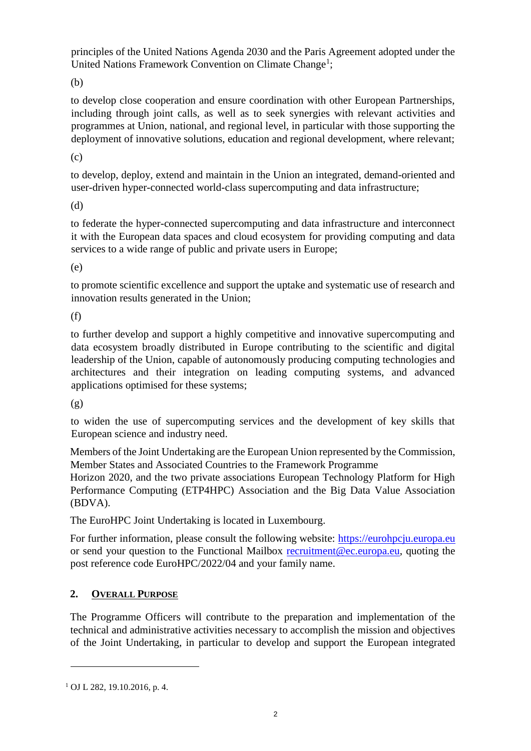principles of the United Nations Agenda 2030 and the Paris Agreement adopted under the United Nations Framework Convention on Climate Change[1];

(b)

to develop close cooperation and ensure coordination with other European Partnerships, including through joint calls, as well as to seek synergies with relevant activities and programmes at Union, national, and regional level, in particular with those supporting the deployment of innovative solutions, education and regional development, where relevant;

(c)

to develop, deploy, extend and maintain in the Union an integrated, demand-oriented and user-driven hyper-connected world-class supercomputing and data infrastructure;

(d)

to federate the hyper-connected supercomputing and data infrastructure and interconnect it with the European data spaces and cloud ecosystem for providing computing and data services to a wide range of public and private users in Europe;

(e)

to promote scientific excellence and support the uptake and systematic use of research and innovation results generated in the Union;

(f)

to further develop and support a highly competitive and innovative supercomputing and data ecosystem broadly distributed in Europe contributing to the scientific and digital leadership of the Union, capable of autonomously producing computing technologies and architectures and their integration on leading computing systems, and advanced applications optimised for these systems;

(g)

to widen the use of supercomputing services and the development of key skills that European science and industry need.

Members of the Joint Undertaking are the European Union represented by the Commission, Member States and Associated Countries to the Framework Programme Horizon 2020, and the two private associations European Technology Platform for High Performance Computing (ETP4HPC) Association and the Big Data Value Association (BDVA).

The EuroHPC Joint Undertaking is located in Luxembourg.

For further information, please consult the following website: https://eurohpcju.europa.eu or send your question to the Functional Mailbox recruitment@ec.europa.eu, quoting the post reference code EuroHPC/2022/04 and your family name.

## 2. Overall Purpose

The Programme Officers will contribute to the preparation and implementation of the technical and administrative activities necessary to accomplish the mission and objectives of the Joint Undertaking, in particular to develop and support the European integrated

[1] OJ L 282, 19.10.2016, p. 4.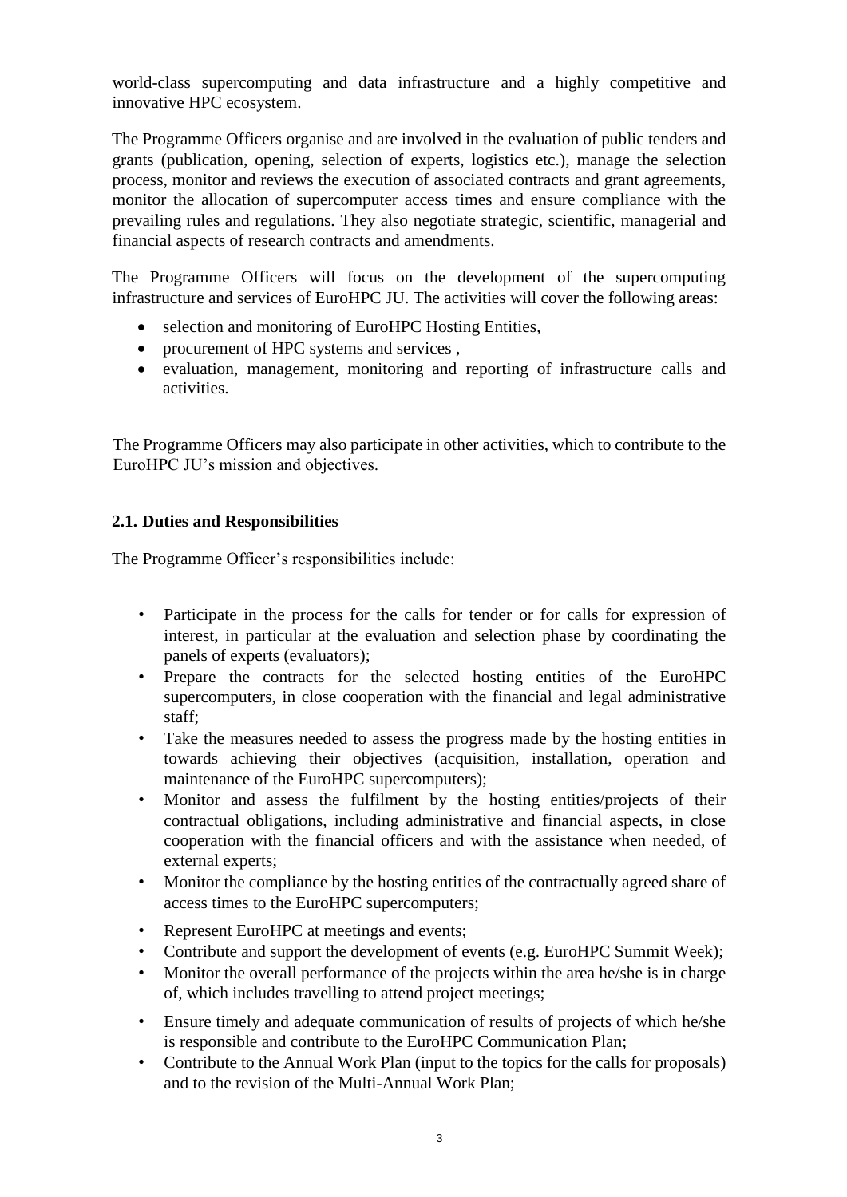world-class supercomputing and data infrastructure and a highly competitive and innovative HPC ecosystem.

The Programme Officers organise and are involved in the evaluation of public tenders and grants (publication, opening, selection of experts, logistics etc.), manage the selection process, monitor and reviews the execution of associated contracts and grant agreements, monitor the allocation of supercomputer access times and ensure compliance with the prevailing rules and regulations. They also negotiate strategic, scientific, managerial and financial aspects of research contracts and amendments.

The Programme Officers will focus on the development of the supercomputing infrastructure and services of EuroHPC JU. The activities will cover the following areas:

- selection and monitoring of EuroHPC Hosting Entities,
- procurement of HPC systems and services ,
- evaluation, management, monitoring and reporting of infrastructure calls and activities.

The Programme Officers may also participate in other activities, which to contribute to the EuroHPC JU's mission and objectives.

### 2.1. Duties and Responsibilities

The Programme Officer's responsibilities include:

- Participate in the process for the calls for tender or for calls for expression of interest, in particular at the evaluation and selection phase by coordinating the panels of experts (evaluators);
- Prepare the contracts for the selected hosting entities of the EuroHPC supercomputers, in close cooperation with the financial and legal administrative staff;
- Take the measures needed to assess the progress made by the hosting entities in towards achieving their objectives (acquisition, installation, operation and maintenance of the EuroHPC supercomputers);
- Monitor and assess the fulfilment by the hosting entities/projects of their contractual obligations, including administrative and financial aspects, in close cooperation with the financial officers and with the assistance when needed, of external experts;
- Monitor the compliance by the hosting entities of the contractually agreed share of access times to the EuroHPC supercomputers;
- Represent EuroHPC at meetings and events;
- Contribute and support the development of events (e.g. EuroHPC Summit Week);
- Monitor the overall performance of the projects within the area he/she is in charge of, which includes travelling to attend project meetings;
- Ensure timely and adequate communication of results of projects of which he/she is responsible and contribute to the EuroHPC Communication Plan;
- Contribute to the Annual Work Plan (input to the topics for the calls for proposals) and to the revision of the Multi-Annual Work Plan;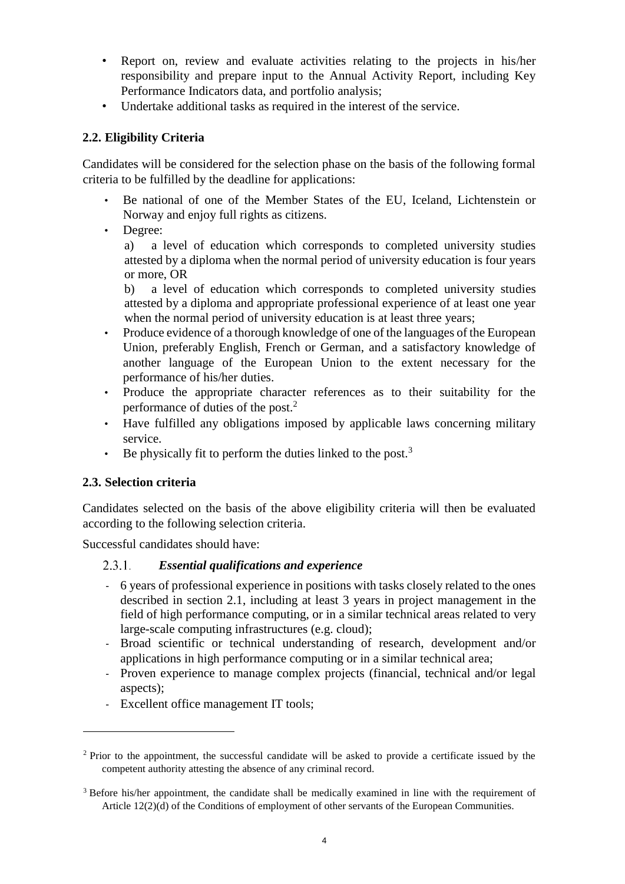- Report on, review and evaluate activities relating to the projects in his/her responsibility and prepare input to the Annual Activity Report, including Key Performance Indicators data, and portfolio analysis;
- Undertake additional tasks as required in the interest of the service.

### 2.2. Eligibility Criteria

Candidates will be considered for the selection phase on the basis of the following formal criteria to be fulfilled by the deadline for applications:

- Be national of one of the Member States of the EU, Iceland, Lichtenstein or Norway and enjoy full rights as citizens.
- Degree:

  a) a level of education which corresponds to completed university studies attested by a diploma when the normal period of university education is four years or more, OR

  b) a level of education which corresponds to completed university studies attested by a diploma and appropriate professional experience of at least one year when the normal period of university education is at least three years;
- Produce evidence of a thorough knowledge of one of the languages of the European Union, preferably English, French or German, and a satisfactory knowledge of another language of the European Union to the extent necessary for the performance of his/her duties.
- Produce the appropriate character references as to their suitability for the performance of duties of the post.[2]
- Have fulfilled any obligations imposed by applicable laws concerning military service.
- Be physically fit to perform the duties linked to the post.[3]

### 2.3. Selection criteria

Candidates selected on the basis of the above eligibility criteria will then be evaluated according to the following selection criteria.

Successful candidates should have:

#### 2.3.1. *Essential qualifications and experience*

- 6 years of professional experience in positions with tasks closely related to the ones described in section 2.1, including at least 3 years in project management in the field of high performance computing, or in a similar technical areas related to very large-scale computing infrastructures (e.g. cloud);
- Broad scientific or technical understanding of research, development and/or applications in high performance computing or in a similar technical area;
- Proven experience to manage complex projects (financial, technical and/or legal aspects);
- Excellent office management IT tools;

---

[2] Prior to the appointment, the successful candidate will be asked to provide a certificate issued by the competent authority attesting the absence of any criminal record.

[3] Before his/her appointment, the candidate shall be medically examined in line with the requirement of Article 12(2)(d) of the Conditions of employment of other servants of the European Communities.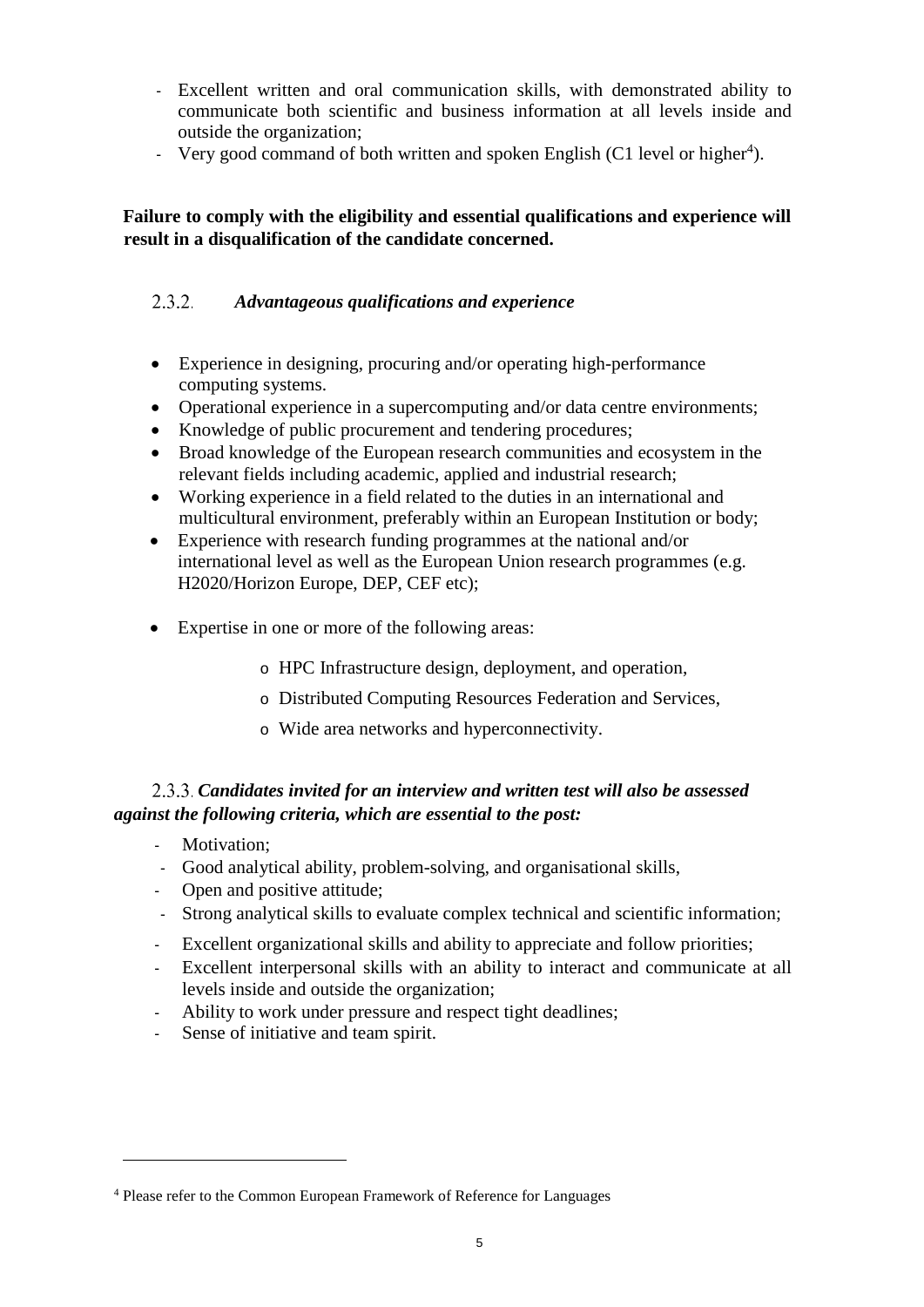- Excellent written and oral communication skills, with demonstrated ability to communicate both scientific and business information at all levels inside and outside the organization;
- Very good command of both written and spoken English (C1 level or higher[4]).

**Failure to comply with the eligibility and essential qualifications and experience will result in a disqualification of the candidate concerned.**

### 2.3.2. *Advantageous qualifications and experience*

- Experience in designing, procuring and/or operating high-performance computing systems.
- Operational experience in a supercomputing and/or data centre environments;
- Knowledge of public procurement and tendering procedures;
- Broad knowledge of the European research communities and ecosystem in the relevant fields including academic, applied and industrial research;
- Working experience in a field related to the duties in an international and multicultural environment, preferably within an European Institution or body;
- Experience with research funding programmes at the national and/or international level as well as the European Union research programmes (e.g. H2020/Horizon Europe, DEP, CEF etc);
- Expertise in one or more of the following areas:
  - HPC Infrastructure design, deployment, and operation,
  - Distributed Computing Resources Federation and Services,
  - Wide area networks and hyperconnectivity.

### 2.3.3. *Candidates invited for an interview and written test will also be assessed against the following criteria, which are essential to the post:*

- Motivation;
- Good analytical ability, problem-solving, and organisational skills,
- Open and positive attitude;
- Strong analytical skills to evaluate complex technical and scientific information;
- Excellent organizational skills and ability to appreciate and follow priorities;
- Excellent interpersonal skills with an ability to interact and communicate at all levels inside and outside the organization;
- Ability to work under pressure and respect tight deadlines;
- Sense of initiative and team spirit.

---

[4] Please refer to the Common European Framework of Reference for Languages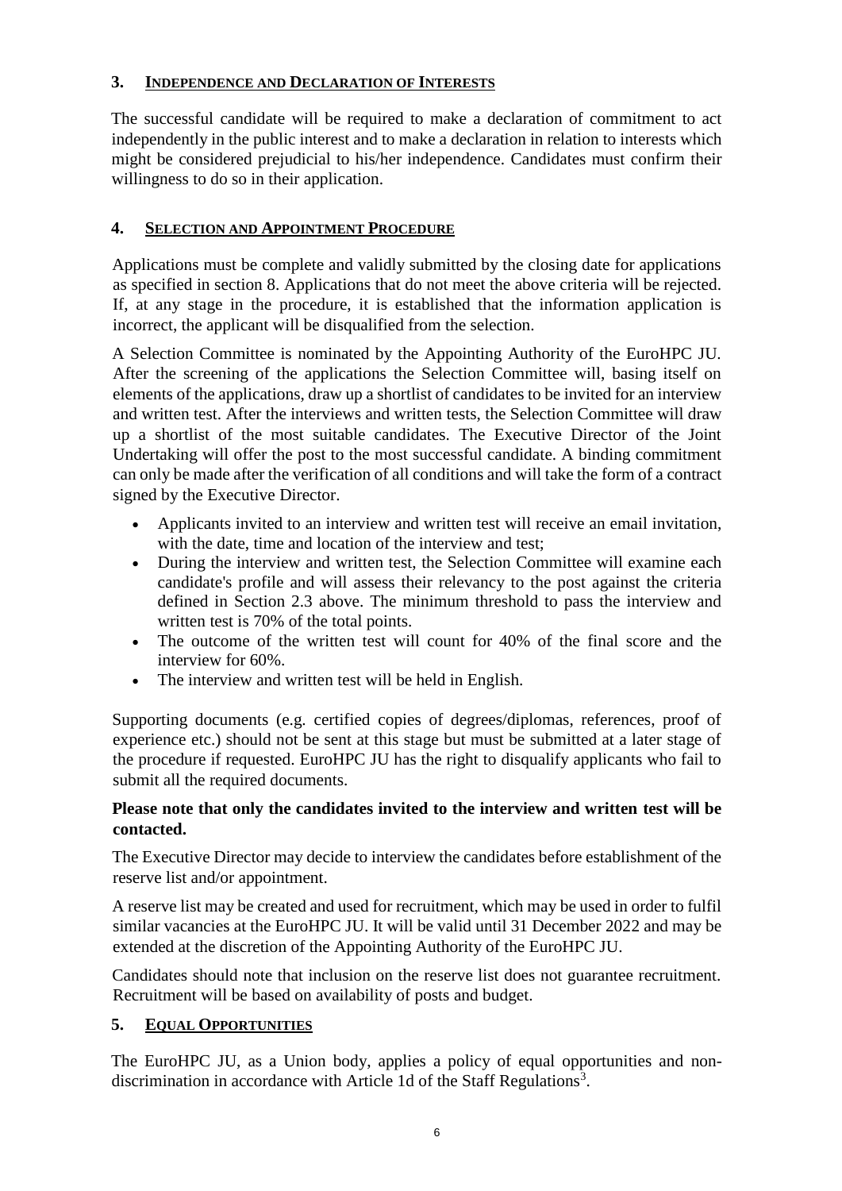## 3. INDEPENDENCE AND DECLARATION OF INTERESTS

The successful candidate will be required to make a declaration of commitment to act independently in the public interest and to make a declaration in relation to interests which might be considered prejudicial to his/her independence. Candidates must confirm their willingness to do so in their application.

## 4. SELECTION AND APPOINTMENT PROCEDURE

Applications must be complete and validly submitted by the closing date for applications as specified in section 8. Applications that do not meet the above criteria will be rejected. If, at any stage in the procedure, it is established that the information application is incorrect, the applicant will be disqualified from the selection.

A Selection Committee is nominated by the Appointing Authority of the EuroHPC JU. After the screening of the applications the Selection Committee will, basing itself on elements of the applications, draw up a shortlist of candidates to be invited for an interview and written test. After the interviews and written tests, the Selection Committee will draw up a shortlist of the most suitable candidates. The Executive Director of the Joint Undertaking will offer the post to the most successful candidate. A binding commitment can only be made after the verification of all conditions and will take the form of a contract signed by the Executive Director.

- Applicants invited to an interview and written test will receive an email invitation, with the date, time and location of the interview and test;
- During the interview and written test, the Selection Committee will examine each candidate's profile and will assess their relevancy to the post against the criteria defined in Section 2.3 above. The minimum threshold to pass the interview and written test is 70% of the total points.
- The outcome of the written test will count for 40% of the final score and the interview for 60%.
- The interview and written test will be held in English.

Supporting documents (e.g. certified copies of degrees/diplomas, references, proof of experience etc.) should not be sent at this stage but must be submitted at a later stage of the procedure if requested. EuroHPC JU has the right to disqualify applicants who fail to submit all the required documents.

**Please note that only the candidates invited to the interview and written test will be contacted.**

The Executive Director may decide to interview the candidates before establishment of the reserve list and/or appointment.

A reserve list may be created and used for recruitment, which may be used in order to fulfil similar vacancies at the EuroHPC JU. It will be valid until 31 December 2022 and may be extended at the discretion of the Appointing Authority of the EuroHPC JU.

Candidates should note that inclusion on the reserve list does not guarantee recruitment. Recruitment will be based on availability of posts and budget.

## 5. EQUAL OPPORTUNITIES

The EuroHPC JU, as a Union body, applies a policy of equal opportunities and non-discrimination in accordance with Article 1d of the Staff Regulations[3].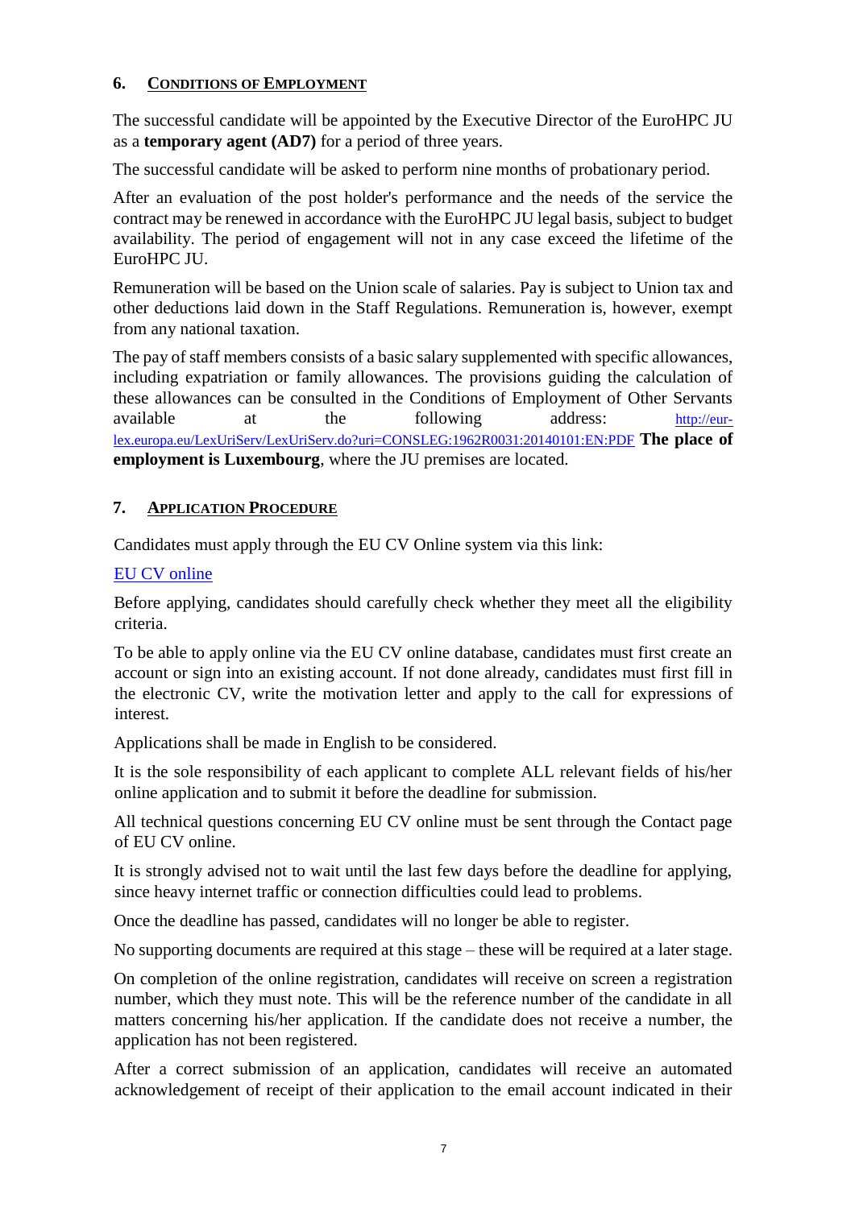## 6. Conditions of Employment

The successful candidate will be appointed by the Executive Director of the EuroHPC JU as a **temporary agent (AD7)** for a period of three years.

The successful candidate will be asked to perform nine months of probationary period.

After an evaluation of the post holder's performance and the needs of the service the contract may be renewed in accordance with the EuroHPC JU legal basis, subject to budget availability. The period of engagement will not in any case exceed the lifetime of the EuroHPC JU.

Remuneration will be based on the Union scale of salaries. Pay is subject to Union tax and other deductions laid down in the Staff Regulations. Remuneration is, however, exempt from any national taxation.

The pay of staff members consists of a basic salary supplemented with specific allowances, including expatriation or family allowances. The provisions guiding the calculation of these allowances can be consulted in the Conditions of Employment of Other Servants available at the following address: [http://eur-lex.europa.eu/LexUriServ/LexUriServ.do?uri=CONSLEG:1962R0031:20140101:EN:PDF](http://eur-lex.europa.eu/LexUriServ/LexUriServ.do?uri=CONSLEG:1962R0031:20140101:EN:PDF) **The place of employment is Luxembourg**, where the JU premises are located.

## 7. Application Procedure

Candidates must apply through the EU CV Online system via this link:

EU CV online

Before applying, candidates should carefully check whether they meet all the eligibility criteria.

To be able to apply online via the EU CV online database, candidates must first create an account or sign into an existing account. If not done already, candidates must first fill in the electronic CV, write the motivation letter and apply to the call for expressions of interest.

Applications shall be made in English to be considered.

It is the sole responsibility of each applicant to complete ALL relevant fields of his/her online application and to submit it before the deadline for submission.

All technical questions concerning EU CV online must be sent through the Contact page of EU CV online.

It is strongly advised not to wait until the last few days before the deadline for applying, since heavy internet traffic or connection difficulties could lead to problems.

Once the deadline has passed, candidates will no longer be able to register.

No supporting documents are required at this stage – these will be required at a later stage.

On completion of the online registration, candidates will receive on screen a registration number, which they must note. This will be the reference number of the candidate in all matters concerning his/her application. If the candidate does not receive a number, the application has not been registered.

After a correct submission of an application, candidates will receive an automated acknowledgement of receipt of their application to the email account indicated in their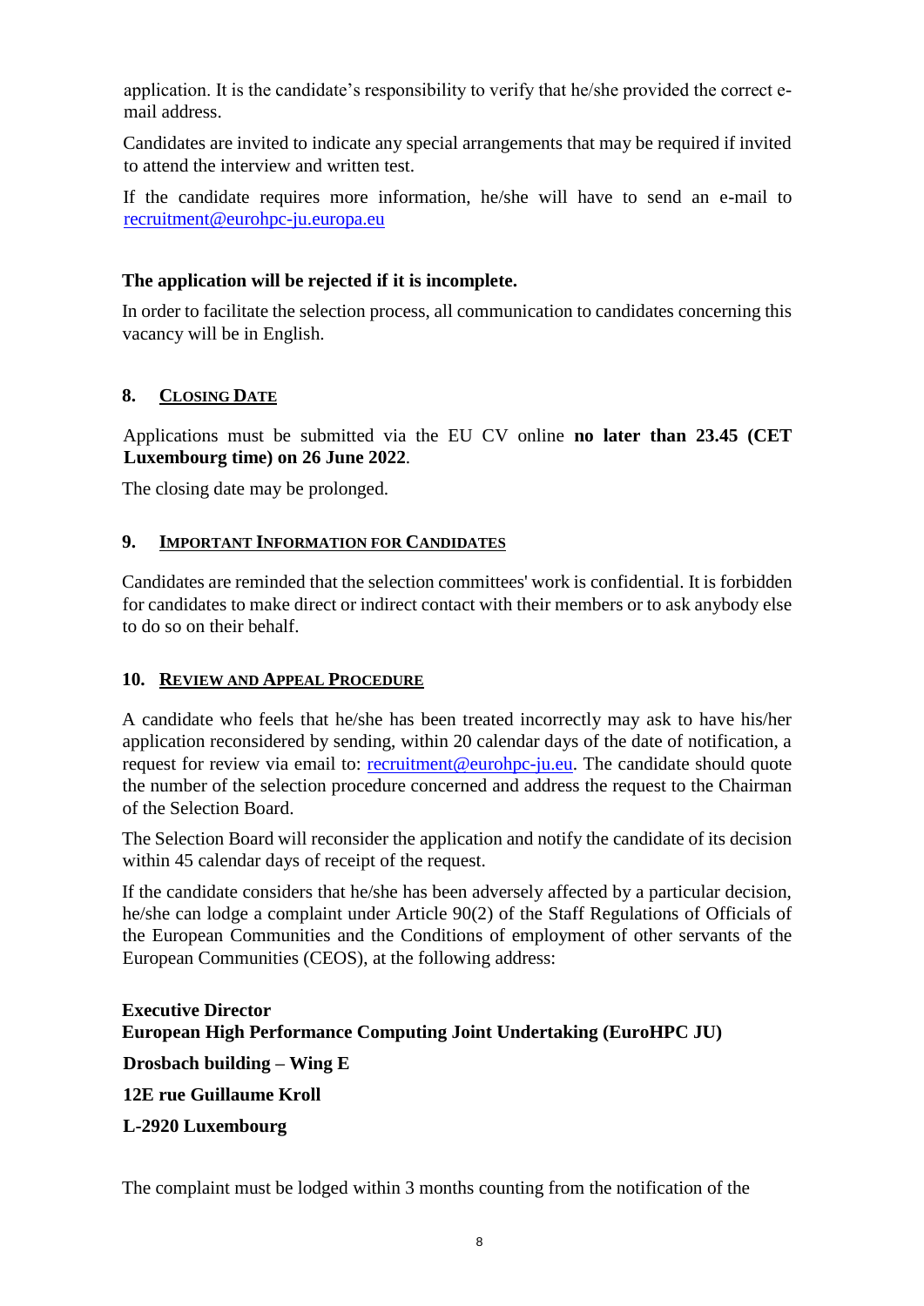application. It is the candidate's responsibility to verify that he/she provided the correct e-mail address.

Candidates are invited to indicate any special arrangements that may be required if invited to attend the interview and written test.

If the candidate requires more information, he/she will have to send an e-mail to recruitment@eurohpc-ju.europa.eu

**The application will be rejected if it is incomplete.**

In order to facilitate the selection process, all communication to candidates concerning this vacancy will be in English.

## 8. Closing Date

Applications must be submitted via the EU CV online **no later than 23.45 (CET Luxembourg time) on 26 June 2022**.

The closing date may be prolonged.

## 9. Important Information for Candidates

Candidates are reminded that the selection committees' work is confidential. It is forbidden for candidates to make direct or indirect contact with their members or to ask anybody else to do so on their behalf.

## 10. Review and Appeal Procedure

A candidate who feels that he/she has been treated incorrectly may ask to have his/her application reconsidered by sending, within 20 calendar days of the date of notification, a request for review via email to: recruitment@eurohpc-ju.eu. The candidate should quote the number of the selection procedure concerned and address the request to the Chairman of the Selection Board.

The Selection Board will reconsider the application and notify the candidate of its decision within 45 calendar days of receipt of the request.

If the candidate considers that he/she has been adversely affected by a particular decision, he/she can lodge a complaint under Article 90(2) of the Staff Regulations of Officials of the European Communities and the Conditions of employment of other servants of the European Communities (CEOS), at the following address:

**Executive Director**
**European High Performance Computing Joint Undertaking (EuroHPC JU)**

**Drosbach building – Wing E**

**12E rue Guillaume Kroll**

**L-2920 Luxembourg**

The complaint must be lodged within 3 months counting from the notification of the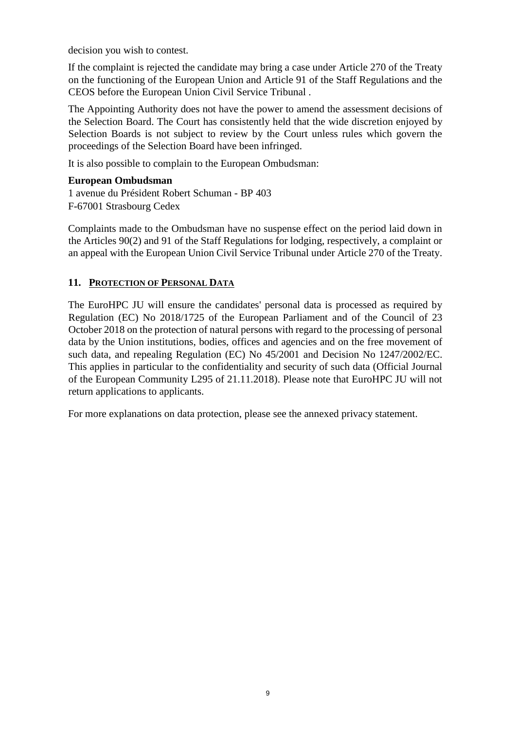decision you wish to contest.

If the complaint is rejected the candidate may bring a case under Article 270 of the Treaty on the functioning of the European Union and Article 91 of the Staff Regulations and the CEOS before the European Union Civil Service Tribunal .

The Appointing Authority does not have the power to amend the assessment decisions of the Selection Board. The Court has consistently held that the wide discretion enjoyed by Selection Boards is not subject to review by the Court unless rules which govern the proceedings of the Selection Board have been infringed.

It is also possible to complain to the European Ombudsman:

**European Ombudsman**
1 avenue du Président Robert Schuman - BP 403
F-67001 Strasbourg Cedex

Complaints made to the Ombudsman have no suspense effect on the period laid down in the Articles 90(2) and 91 of the Staff Regulations for lodging, respectively, a complaint or an appeal with the European Union Civil Service Tribunal under Article 270 of the Treaty.

## 11. PROTECTION OF PERSONAL DATA

The EuroHPC JU will ensure the candidates' personal data is processed as required by Regulation (EC) No 2018/1725 of the European Parliament and of the Council of 23 October 2018 on the protection of natural persons with regard to the processing of personal data by the Union institutions, bodies, offices and agencies and on the free movement of such data, and repealing Regulation (EC) No 45/2001 and Decision No 1247/2002/EC. This applies in particular to the confidentiality and security of such data (Official Journal of the European Community L295 of 21.11.2018). Please note that EuroHPC JU will not return applications to applicants.

For more explanations on data protection, please see the annexed privacy statement.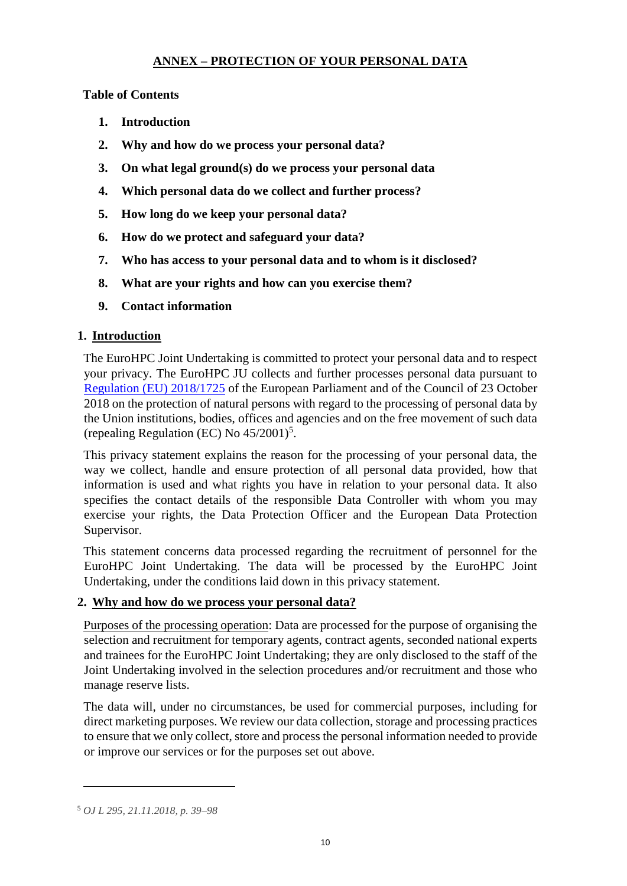## ANNEX – PROTECTION OF YOUR PERSONAL DATA

**Table of Contents**

1. **Introduction**
2. **Why and how do we process your personal data?**
3. **On what legal ground(s) do we process your personal data**
4. **Which personal data do we collect and further process?**
5. **How long do we keep your personal data?**
6. **How do we protect and safeguard your data?**
7. **Who has access to your personal data and to whom is it disclosed?**
8. **What are your rights and how can you exercise them?**
9. **Contact information**

### 1. Introduction

The EuroHPC Joint Undertaking is committed to protect your personal data and to respect your privacy. The EuroHPC JU collects and further processes personal data pursuant to Regulation (EU) 2018/1725 of the European Parliament and of the Council of 23 October 2018 on the protection of natural persons with regard to the processing of personal data by the Union institutions, bodies, offices and agencies and on the free movement of such data (repealing Regulation (EC) No 45/2001)[5].

This privacy statement explains the reason for the processing of your personal data, the way we collect, handle and ensure protection of all personal data provided, how that information is used and what rights you have in relation to your personal data. It also specifies the contact details of the responsible Data Controller with whom you may exercise your rights, the Data Protection Officer and the European Data Protection Supervisor.

This statement concerns data processed regarding the recruitment of personnel for the EuroHPC Joint Undertaking. The data will be processed by the EuroHPC Joint Undertaking, under the conditions laid down in this privacy statement.

### 2. Why and how do we process your personal data?

Purposes of the processing operation: Data are processed for the purpose of organising the selection and recruitment for temporary agents, contract agents, seconded national experts and trainees for the EuroHPC Joint Undertaking; they are only disclosed to the staff of the Joint Undertaking involved in the selection procedures and/or recruitment and those who manage reserve lists.

The data will, under no circumstances, be used for commercial purposes, including for direct marketing purposes. We review our data collection, storage and processing practices to ensure that we only collect, store and process the personal information needed to provide or improve our services or for the purposes set out above.

---

[5] *OJ L 295, 21.11.2018, p. 39–98*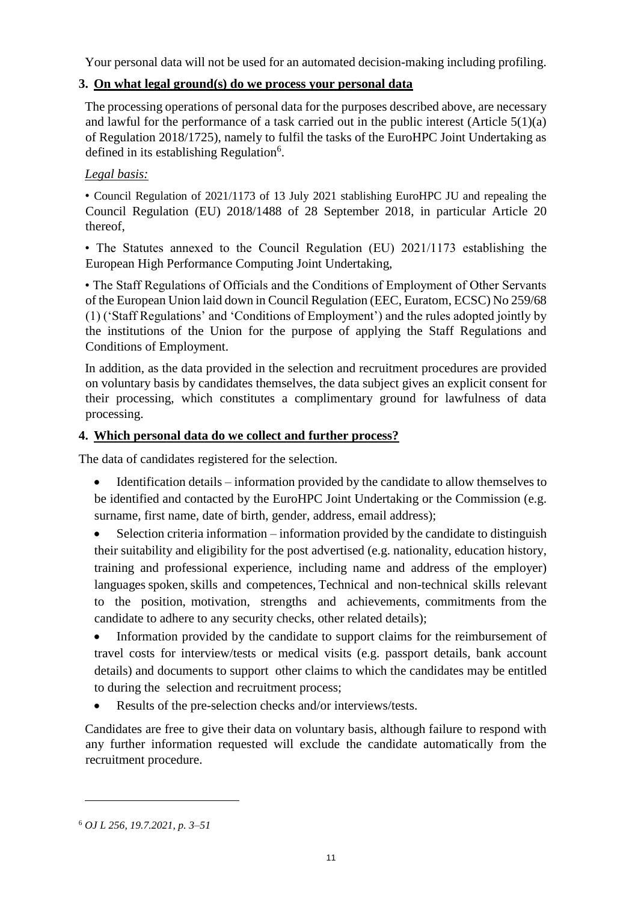Your personal data will not be used for an automated decision-making including profiling.

## 3. On what legal ground(s) do we process your personal data

The processing operations of personal data for the purposes described above, are necessary and lawful for the performance of a task carried out in the public interest (Article 5(1)(a) of Regulation 2018/1725), namely to fulfil the tasks of the EuroHPC Joint Undertaking as defined in its establishing Regulation[6].

*Legal basis:*

• Council Regulation of 2021/1173 of 13 July 2021 stablishing EuroHPC JU and repealing the Council Regulation (EU) 2018/1488 of 28 September 2018, in particular Article 20 thereof,

• The Statutes annexed to the Council Regulation (EU) 2021/1173 establishing the European High Performance Computing Joint Undertaking,

• The Staff Regulations of Officials and the Conditions of Employment of Other Servants of the European Union laid down in Council Regulation (EEC, Euratom, ECSC) No 259/68 (1) ('Staff Regulations' and 'Conditions of Employment') and the rules adopted jointly by the institutions of the Union for the purpose of applying the Staff Regulations and Conditions of Employment.

In addition, as the data provided in the selection and recruitment procedures are provided on voluntary basis by candidates themselves, the data subject gives an explicit consent for their processing, which constitutes a complimentary ground for lawfulness of data processing.

## 4. Which personal data do we collect and further process?

The data of candidates registered for the selection.

- Identification details – information provided by the candidate to allow themselves to be identified and contacted by the EuroHPC Joint Undertaking or the Commission (e.g. surname, first name, date of birth, gender, address, email address);
- Selection criteria information – information provided by the candidate to distinguish their suitability and eligibility for the post advertised (e.g. nationality, education history, training and professional experience, including name and address of the employer) languages spoken, skills and competences, Technical and non-technical skills relevant to the position, motivation, strengths and achievements, commitments from the candidate to adhere to any security checks, other related details);
- Information provided by the candidate to support claims for the reimbursement of travel costs for interview/tests or medical visits (e.g. passport details, bank account details) and documents to support other claims to which the candidates may be entitled to during the selection and recruitment process;
- Results of the pre-selection checks and/or interviews/tests.

Candidates are free to give their data on voluntary basis, although failure to respond with any further information requested will exclude the candidate automatically from the recruitment procedure.

---

[6] *OJ L 256, 19.7.2021, p. 3–51*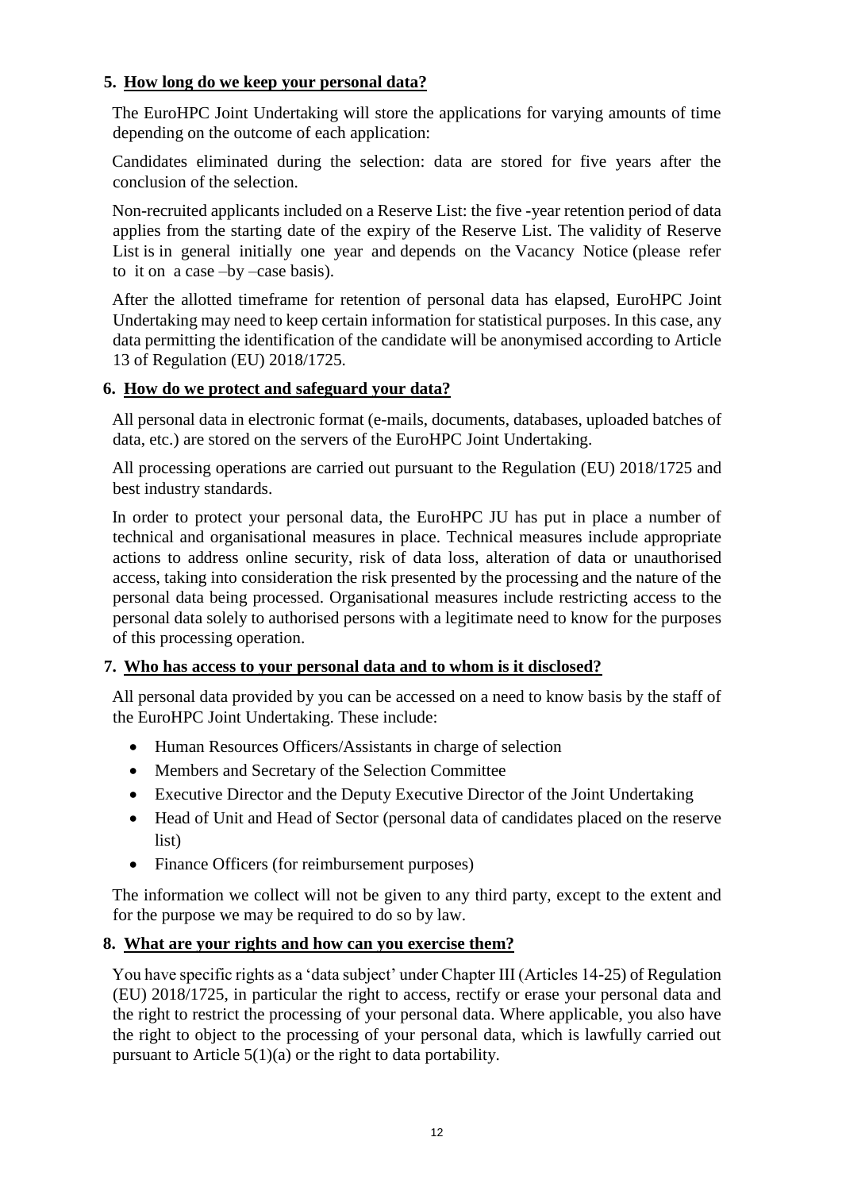## 5. How long do we keep your personal data?

The EuroHPC Joint Undertaking will store the applications for varying amounts of time depending on the outcome of each application:

Candidates eliminated during the selection: data are stored for five years after the conclusion of the selection.

Non-recruited applicants included on a Reserve List: the five -year retention period of data applies from the starting date of the expiry of the Reserve List. The validity of Reserve List is in general initially one year and depends on the Vacancy Notice (please refer to it on a case –by –case basis).

After the allotted timeframe for retention of personal data has elapsed, EuroHPC Joint Undertaking may need to keep certain information for statistical purposes. In this case, any data permitting the identification of the candidate will be anonymised according to Article 13 of Regulation (EU) 2018/1725.

## 6. How do we protect and safeguard your data?

All personal data in electronic format (e-mails, documents, databases, uploaded batches of data, etc.) are stored on the servers of the EuroHPC Joint Undertaking.

All processing operations are carried out pursuant to the Regulation (EU) 2018/1725 and best industry standards.

In order to protect your personal data, the EuroHPC JU has put in place a number of technical and organisational measures in place. Technical measures include appropriate actions to address online security, risk of data loss, alteration of data or unauthorised access, taking into consideration the risk presented by the processing and the nature of the personal data being processed. Organisational measures include restricting access to the personal data solely to authorised persons with a legitimate need to know for the purposes of this processing operation.

## 7. Who has access to your personal data and to whom is it disclosed?

All personal data provided by you can be accessed on a need to know basis by the staff of the EuroHPC Joint Undertaking. These include:

- Human Resources Officers/Assistants in charge of selection
- Members and Secretary of the Selection Committee
- Executive Director and the Deputy Executive Director of the Joint Undertaking
- Head of Unit and Head of Sector (personal data of candidates placed on the reserve list)
- Finance Officers (for reimbursement purposes)

The information we collect will not be given to any third party, except to the extent and for the purpose we may be required to do so by law.

## 8. What are your rights and how can you exercise them?

You have specific rights as a 'data subject' under Chapter III (Articles 14-25) of Regulation (EU) 2018/1725, in particular the right to access, rectify or erase your personal data and the right to restrict the processing of your personal data. Where applicable, you also have the right to object to the processing of your personal data, which is lawfully carried out pursuant to Article 5(1)(a) or the right to data portability.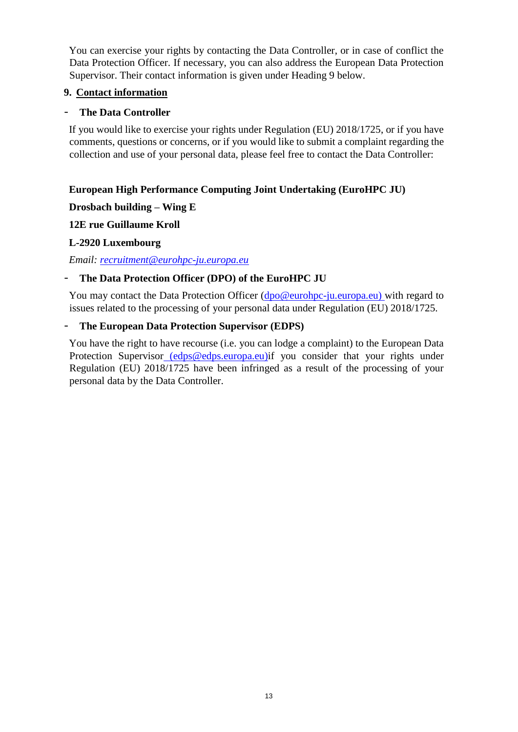You can exercise your rights by contacting the Data Controller, or in case of conflict the Data Protection Officer. If necessary, you can also address the European Data Protection Supervisor. Their contact information is given under Heading 9 below.

## 9. Contact information

- **The Data Controller**

If you would like to exercise your rights under Regulation (EU) 2018/1725, or if you have comments, questions or concerns, or if you would like to submit a complaint regarding the collection and use of your personal data, please feel free to contact the Data Controller:

**European High Performance Computing Joint Undertaking (EuroHPC JU)**

**Drosbach building – Wing E**

**12E rue Guillaume Kroll**

**L-2920 Luxembourg**

*Email: recruitment@eurohpc-ju.europa.eu*

- **The Data Protection Officer (DPO) of the EuroHPC JU**

You may contact the Data Protection Officer (dpo@eurohpc-ju.europa.eu) with regard to issues related to the processing of your personal data under Regulation (EU) 2018/1725.

- **The European Data Protection Supervisor (EDPS)**

You have the right to have recourse (i.e. you can lodge a complaint) to the European Data Protection Supervisor (edps@edps.europa.eu)if you consider that your rights under Regulation (EU) 2018/1725 have been infringed as a result of the processing of your personal data by the Data Controller.